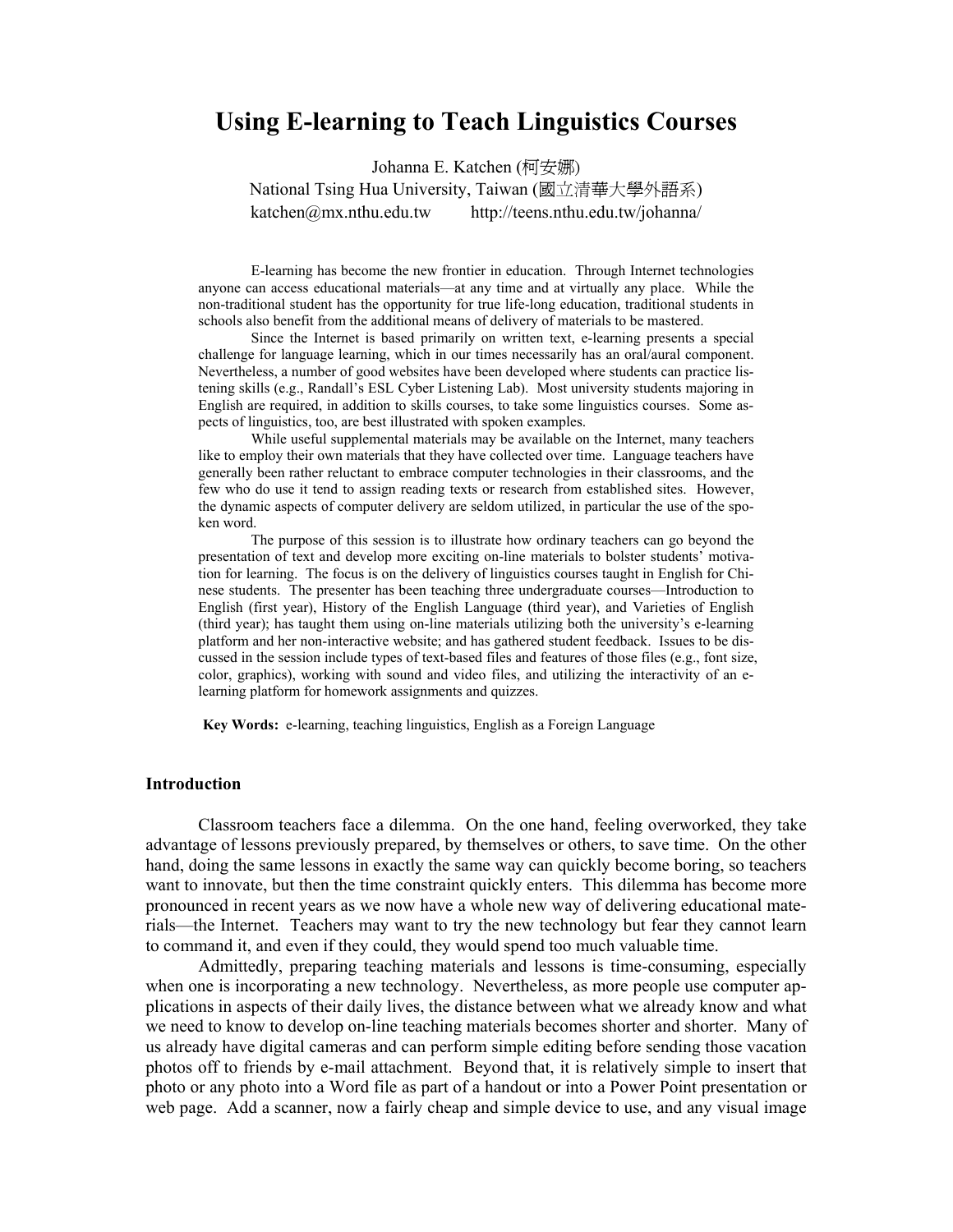# Using E-learning to Teach Linguistics Courses

Johanna E. Katchen (柯安娜)
National Tsing Hua University, Taiwan (國立清華大學外語系)
katchen@mx.nthu.edu.tw http://teens.nthu.edu.tw/johanna/

E-learning has become the new frontier in education. Through Internet technologies anyone can access educational materials—at any time and at virtually any place. While the non-traditional student has the opportunity for true life-long education, traditional students in schools also benefit from the additional means of delivery of materials to be mastered.

Since the Internet is based primarily on written text, e-learning presents a special challenge for language learning, which in our times necessarily has an oral/aural component. Nevertheless, a number of good websites have been developed where students can practice listening skills (e.g., Randall's ESL Cyber Listening Lab). Most university students majoring in English are required, in addition to skills courses, to take some linguistics courses. Some aspects of linguistics, too, are best illustrated with spoken examples.

While useful supplemental materials may be available on the Internet, many teachers like to employ their own materials that they have collected over time. Language teachers have generally been rather reluctant to embrace computer technologies in their classrooms, and the few who do use it tend to assign reading texts or research from established sites. However, the dynamic aspects of computer delivery are seldom utilized, in particular the use of the spoken word.

The purpose of this session is to illustrate how ordinary teachers can go beyond the presentation of text and develop more exciting on-line materials to bolster students' motivation for learning. The focus is on the delivery of linguistics courses taught in English for Chinese students. The presenter has been teaching three undergraduate courses—Introduction to English (first year), History of the English Language (third year), and Varieties of English (third year); has taught them using on-line materials utilizing both the university's e-learning platform and her non-interactive website; and has gathered student feedback. Issues to be discussed in the session include types of text-based files and features of those files (e.g., font size, color, graphics), working with sound and video files, and utilizing the interactivity of an e-learning platform for homework assignments and quizzes.

**Key Words:** e-learning, teaching linguistics, English as a Foreign Language

## Introduction

Classroom teachers face a dilemma. On the one hand, feeling overworked, they take advantage of lessons previously prepared, by themselves or others, to save time. On the other hand, doing the same lessons in exactly the same way can quickly become boring, so teachers want to innovate, but then the time constraint quickly enters. This dilemma has become more pronounced in recent years as we now have a whole new way of delivering educational materials—the Internet. Teachers may want to try the new technology but fear they cannot learn to command it, and even if they could, they would spend too much valuable time.

Admittedly, preparing teaching materials and lessons is time-consuming, especially when one is incorporating a new technology. Nevertheless, as more people use computer applications in aspects of their daily lives, the distance between what we already know and what we need to know to develop on-line teaching materials becomes shorter and shorter. Many of us already have digital cameras and can perform simple editing before sending those vacation photos off to friends by e-mail attachment. Beyond that, it is relatively simple to insert that photo or any photo into a Word file as part of a handout or into a Power Point presentation or web page. Add a scanner, now a fairly cheap and simple device to use, and any visual image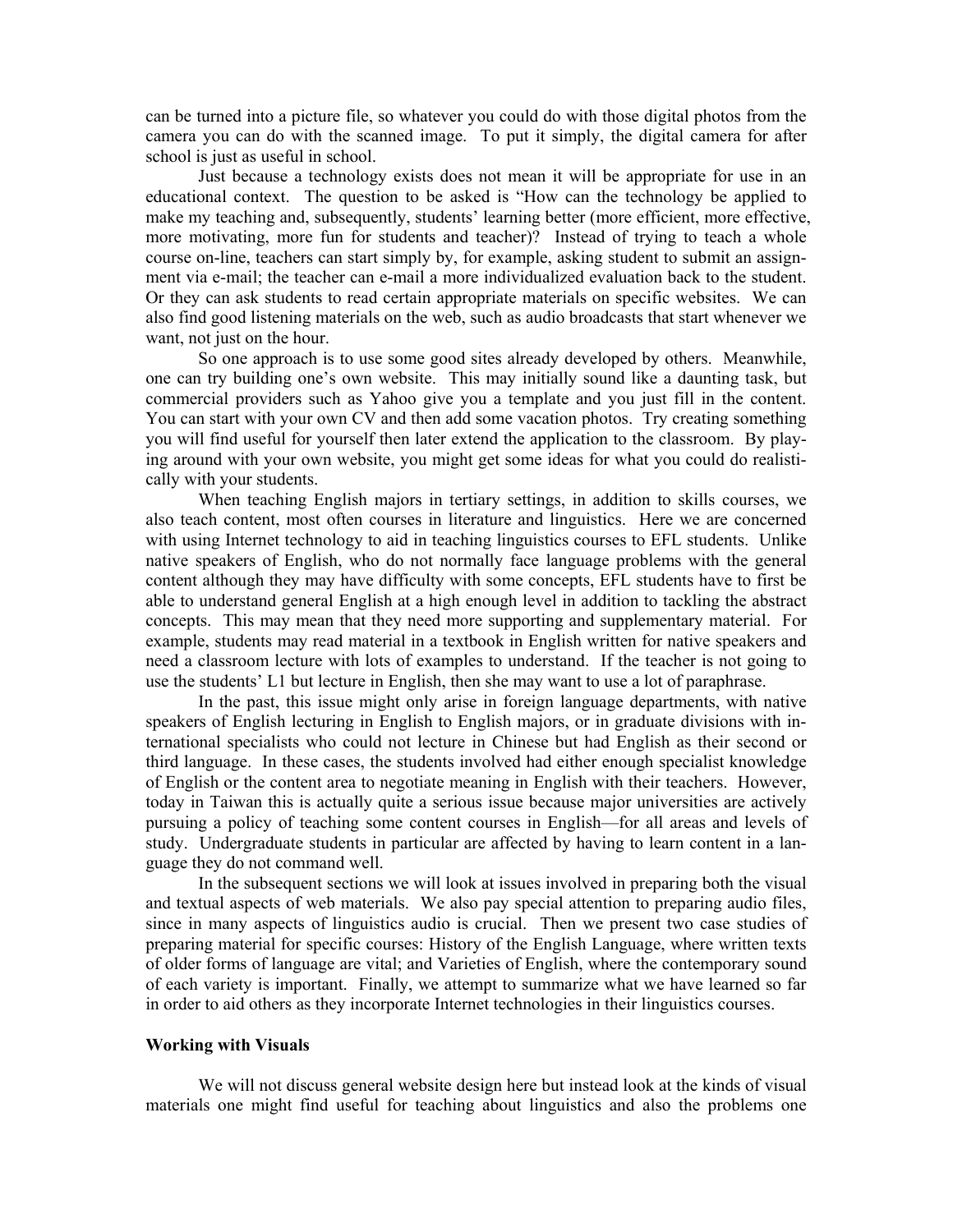can be turned into a picture file, so whatever you could do with those digital photos from the camera you can do with the scanned image. To put it simply, the digital camera for after school is just as useful in school.

Just because a technology exists does not mean it will be appropriate for use in an educational context. The question to be asked is "How can the technology be applied to make my teaching and, subsequently, students' learning better (more efficient, more effective, more motivating, more fun for students and teacher)? Instead of trying to teach a whole course on-line, teachers can start simply by, for example, asking student to submit an assignment via e-mail; the teacher can e-mail a more individualized evaluation back to the student. Or they can ask students to read certain appropriate materials on specific websites. We can also find good listening materials on the web, such as audio broadcasts that start whenever we want, not just on the hour.

So one approach is to use some good sites already developed by others. Meanwhile, one can try building one's own website. This may initially sound like a daunting task, but commercial providers such as Yahoo give you a template and you just fill in the content. You can start with your own CV and then add some vacation photos. Try creating something you will find useful for yourself then later extend the application to the classroom. By playing around with your own website, you might get some ideas for what you could do realistically with your students.

When teaching English majors in tertiary settings, in addition to skills courses, we also teach content, most often courses in literature and linguistics. Here we are concerned with using Internet technology to aid in teaching linguistics courses to EFL students. Unlike native speakers of English, who do not normally face language problems with the general content although they may have difficulty with some concepts, EFL students have to first be able to understand general English at a high enough level in addition to tackling the abstract concepts. This may mean that they need more supporting and supplementary material. For example, students may read material in a textbook in English written for native speakers and need a classroom lecture with lots of examples to understand. If the teacher is not going to use the students' L1 but lecture in English, then she may want to use a lot of paraphrase.

In the past, this issue might only arise in foreign language departments, with native speakers of English lecturing in English to English majors, or in graduate divisions with international specialists who could not lecture in Chinese but had English as their second or third language. In these cases, the students involved had either enough specialist knowledge of English or the content area to negotiate meaning in English with their teachers. However, today in Taiwan this is actually quite a serious issue because major universities are actively pursuing a policy of teaching some content courses in English—for all areas and levels of study. Undergraduate students in particular are affected by having to learn content in a language they do not command well.

In the subsequent sections we will look at issues involved in preparing both the visual and textual aspects of web materials. We also pay special attention to preparing audio files, since in many aspects of linguistics audio is crucial. Then we present two case studies of preparing material for specific courses: History of the English Language, where written texts of older forms of language are vital; and Varieties of English, where the contemporary sound of each variety is important. Finally, we attempt to summarize what we have learned so far in order to aid others as they incorporate Internet technologies in their linguistics courses.

**Working with Visuals**

We will not discuss general website design here but instead look at the kinds of visual materials one might find useful for teaching about linguistics and also the problems one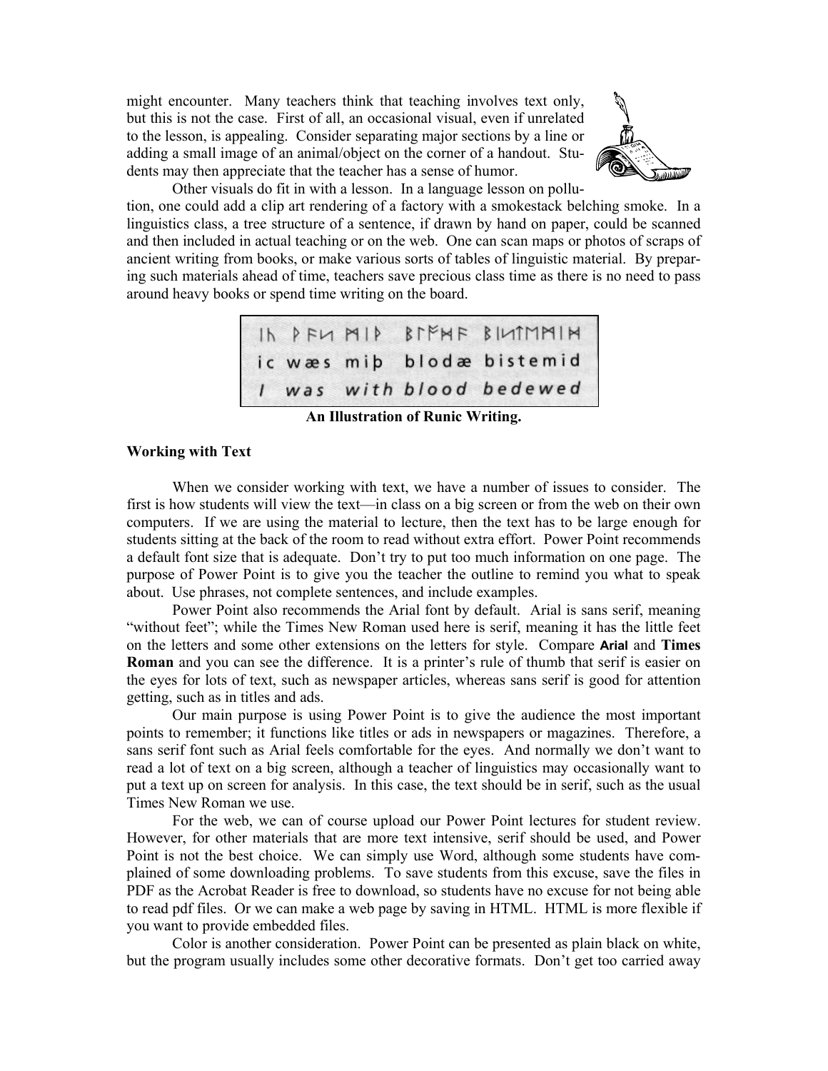might encounter. Many teachers think that teaching involves text only, but this is not the case. First of all, an occasional visual, even if unrelated to the lesson, is appealing. Consider separating major sections by a line or adding a small image of an animal/object on the corner of a handout. Students may then appreciate that the teacher has a sense of humor.

Other visuals do fit in with a lesson. In a language lesson on pollution, one could add a clip art rendering of a factory with a smokestack belching smoke. In a linguistics class, a tree structure of a sentence, if drawn by hand on paper, could be scanned and then included in actual teaching or on the web. One can scan maps or photos of scraps of ancient writing from books, or make various sorts of tables of linguistic material. By preparing such materials ahead of time, teachers save precious class time as there is no need to pass around heavy books or spend time writing on the board.

ic wæs miþ blodæ bistemid
*I was with blood bedewed*

**An Illustration of Runic Writing.**

### Working with Text

When we consider working with text, we have a number of issues to consider. The first is how students will view the text—in class on a big screen or from the web on their own computers. If we are using the material to lecture, then the text has to be large enough for students sitting at the back of the room to read without extra effort. Power Point recommends a default font size that is adequate. Don't try to put too much information on one page. The purpose of Power Point is to give you the teacher the outline to remind you what to speak about. Use phrases, not complete sentences, and include examples.

Power Point also recommends the Arial font by default. Arial is sans serif, meaning "without feet"; while the Times New Roman used here is serif, meaning it has the little feet on the letters and some other extensions on the letters for style. Compare **Arial** and **Times Roman** and you can see the difference. It is a printer's rule of thumb that serif is easier on the eyes for lots of text, such as newspaper articles, whereas sans serif is good for attention getting, such as in titles and ads.

Our main purpose is using Power Point is to give the audience the most important points to remember; it functions like titles or ads in newspapers or magazines. Therefore, a sans serif font such as Arial feels comfortable for the eyes. And normally we don't want to read a lot of text on a big screen, although a teacher of linguistics may occasionally want to put a text up on screen for analysis. In this case, the text should be in serif, such as the usual Times New Roman we use.

For the web, we can of course upload our Power Point lectures for student review. However, for other materials that are more text intensive, serif should be used, and Power Point is not the best choice. We can simply use Word, although some students have complained of some downloading problems. To save students from this excuse, save the files in PDF as the Acrobat Reader is free to download, so students have no excuse for not being able to read pdf files. Or we can make a web page by saving in HTML. HTML is more flexible if you want to provide embedded files.

Color is another consideration. Power Point can be presented as plain black on white, but the program usually includes some other decorative formats. Don't get too carried away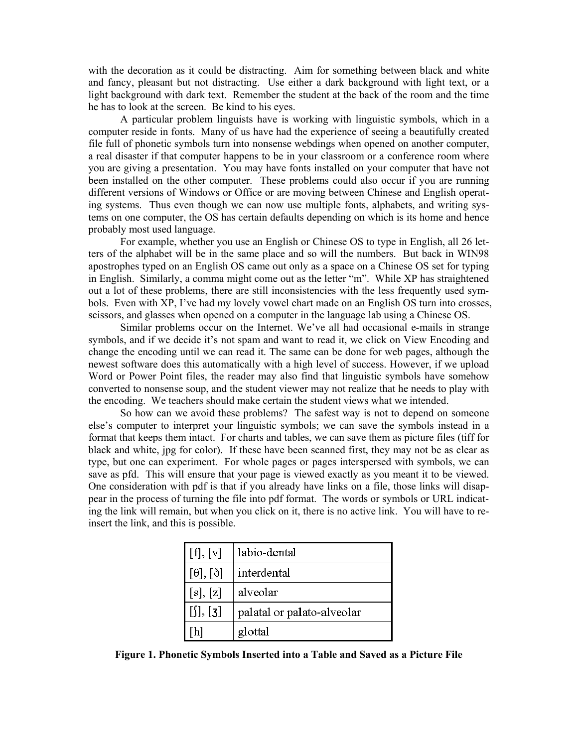with the decoration as it could be distracting. Aim for something between black and white and fancy, pleasant but not distracting. Use either a dark background with light text, or a light background with dark text. Remember the student at the back of the room and the time he has to look at the screen. Be kind to his eyes.

A particular problem linguists have is working with linguistic symbols, which in a computer reside in fonts. Many of us have had the experience of seeing a beautifully created file full of phonetic symbols turn into nonsense webdings when opened on another computer, a real disaster if that computer happens to be in your classroom or a conference room where you are giving a presentation. You may have fonts installed on your computer that have not been installed on the other computer. These problems could also occur if you are running different versions of Windows or Office or are moving between Chinese and English operating systems. Thus even though we can now use multiple fonts, alphabets, and writing systems on one computer, the OS has certain defaults depending on which is its home and hence probably most used language.

For example, whether you use an English or Chinese OS to type in English, all 26 letters of the alphabet will be in the same place and so will the numbers. But back in WIN98 apostrophes typed on an English OS came out only as a space on a Chinese OS set for typing in English. Similarly, a comma might come out as the letter "m". While XP has straightened out a lot of these problems, there are still inconsistencies with the less frequently used symbols. Even with XP, I've had my lovely vowel chart made on an English OS turn into crosses, scissors, and glasses when opened on a computer in the language lab using a Chinese OS.

Similar problems occur on the Internet. We've all had occasional e-mails in strange symbols, and if we decide it's not spam and want to read it, we click on View Encoding and change the encoding until we can read it. The same can be done for web pages, although the newest software does this automatically with a high level of success. However, if we upload Word or Power Point files, the reader may also find that linguistic symbols have somehow converted to nonsense soup, and the student viewer may not realize that he needs to play with the encoding. We teachers should make certain the student views what we intended.

So how can we avoid these problems? The safest way is not to depend on someone else's computer to interpret your linguistic symbols; we can save the symbols instead in a format that keeps them intact. For charts and tables, we can save them as picture files (tiff for black and white, jpg for color). If these have been scanned first, they may not be as clear as type, but one can experiment. For whole pages or pages interspersed with symbols, we can save as pfd. This will ensure that your page is viewed exactly as you meant it to be viewed. One consideration with pdf is that if you already have links on a file, those links will disappear in the process of turning the file into pdf format. The words or symbols or URL indicating the link will remain, but when you click on it, there is no active link. You will have to reinsert the link, and this is possible.

| | |
|---|---|
| [f], [v] | labio-dental |
| [θ], [ð] | interdental |
| [s], [z] | alveolar |
| [ʃ], [ʒ] | palatal or palato-alveolar |
| [h] | glottal |

**Figure 1. Phonetic Symbols Inserted into a Table and Saved as a Picture File**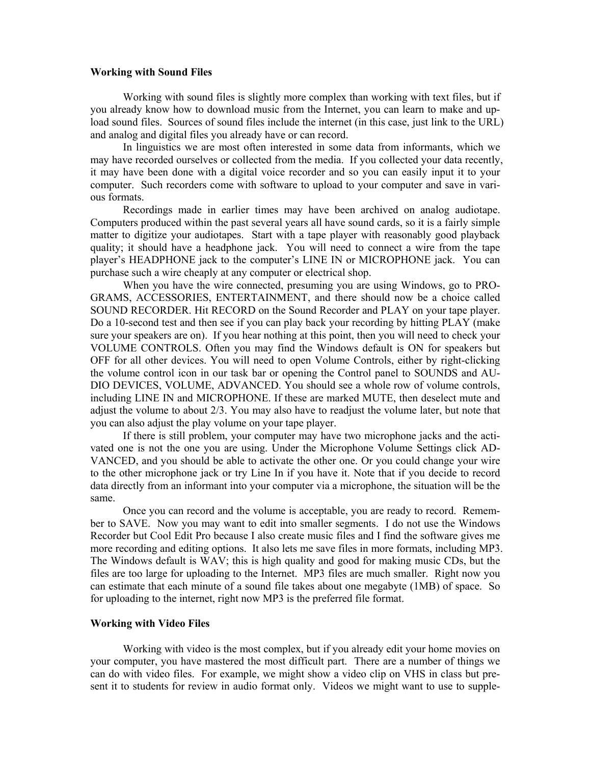**Working with Sound Files**

Working with sound files is slightly more complex than working with text files, but if you already know how to download music from the Internet, you can learn to make and upload sound files. Sources of sound files include the internet (in this case, just link to the URL) and analog and digital files you already have or can record.

In linguistics we are most often interested in some data from informants, which we may have recorded ourselves or collected from the media. If you collected your data recently, it may have been done with a digital voice recorder and so you can easily input it to your computer. Such recorders come with software to upload to your computer and save in various formats.

Recordings made in earlier times may have been archived on analog audiotape. Computers produced within the past several years all have sound cards, so it is a fairly simple matter to digitize your audiotapes. Start with a tape player with reasonably good playback quality; it should have a headphone jack. You will need to connect a wire from the tape player's HEADPHONE jack to the computer's LINE IN or MICROPHONE jack. You can purchase such a wire cheaply at any computer or electrical shop.

When you have the wire connected, presuming you are using Windows, go to PROGRAMS, ACCESSORIES, ENTERTAINMENT, and there should now be a choice called SOUND RECORDER. Hit RECORD on the Sound Recorder and PLAY on your tape player. Do a 10-second test and then see if you can play back your recording by hitting PLAY (make sure your speakers are on). If you hear nothing at this point, then you will need to check your VOLUME CONTROLS. Often you may find the Windows default is ON for speakers but OFF for all other devices. You will need to open Volume Controls, either by right-clicking the volume control icon in our task bar or opening the Control panel to SOUNDS and AUDIO DEVICES, VOLUME, ADVANCED. You should see a whole row of volume controls, including LINE IN and MICROPHONE. If these are marked MUTE, then deselect mute and adjust the volume to about 2/3. You may also have to readjust the volume later, but note that you can also adjust the play volume on your tape player.

If there is still problem, your computer may have two microphone jacks and the activated one is not the one you are using. Under the Microphone Volume Settings click ADVANCED, and you should be able to activate the other one. Or you could change your wire to the other microphone jack or try Line In if you have it. Note that if you decide to record data directly from an informant into your computer via a microphone, the situation will be the same.

Once you can record and the volume is acceptable, you are ready to record. Remember to SAVE. Now you may want to edit into smaller segments. I do not use the Windows Recorder but Cool Edit Pro because I also create music files and I find the software gives me more recording and editing options. It also lets me save files in more formats, including MP3. The Windows default is WAV; this is high quality and good for making music CDs, but the files are too large for uploading to the Internet. MP3 files are much smaller. Right now you can estimate that each minute of a sound file takes about one megabyte (1MB) of space. So for uploading to the internet, right now MP3 is the preferred file format.

**Working with Video Files**

Working with video is the most complex, but if you already edit your home movies on your computer, you have mastered the most difficult part. There are a number of things we can do with video files. For example, we might show a video clip on VHS in class but present it to students for review in audio format only. Videos we might want to use to supple-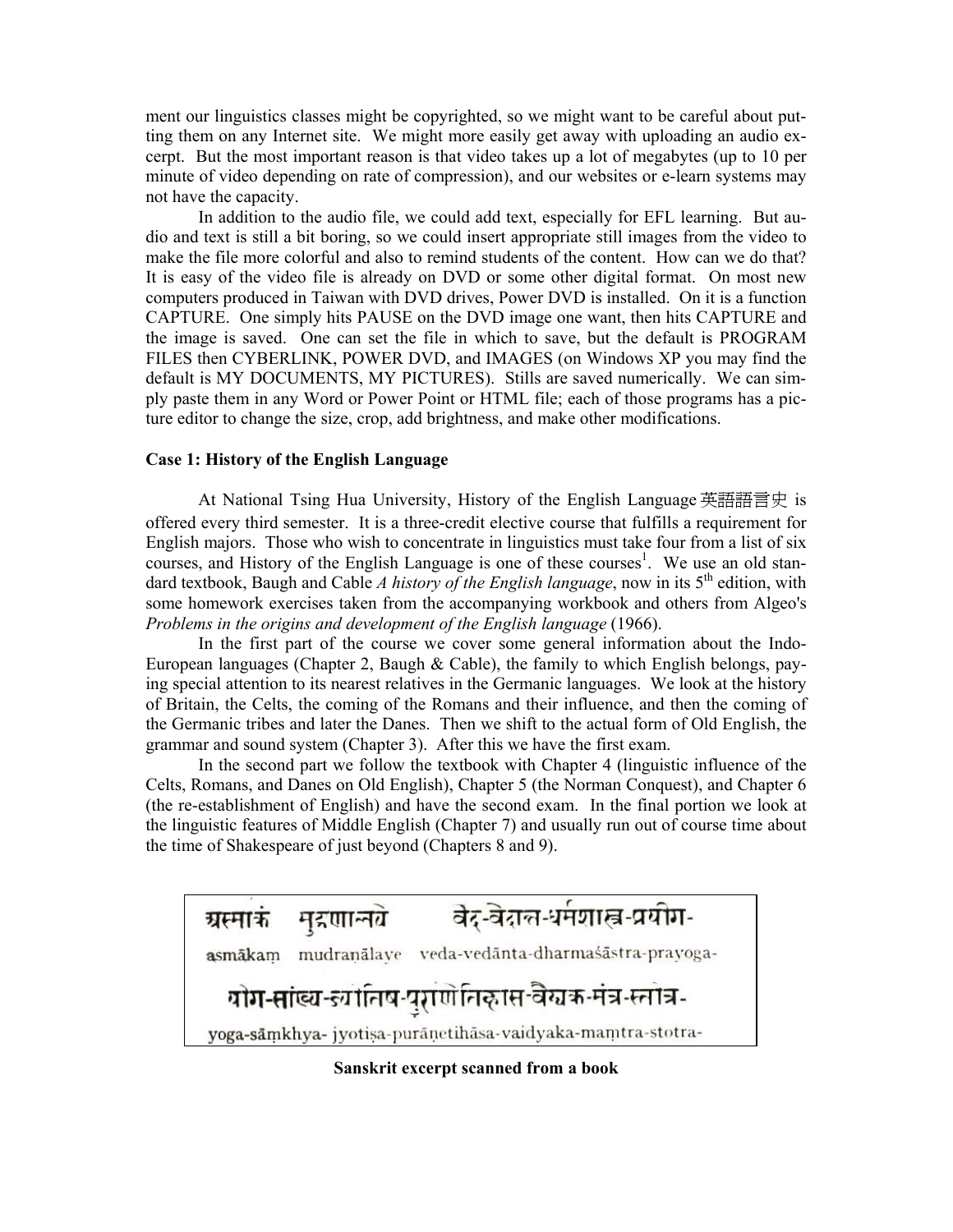ment our linguistics classes might be copyrighted, so we might want to be careful about putting them on any Internet site. We might more easily get away with uploading an audio excerpt. But the most important reason is that video takes up a lot of megabytes (up to 10 per minute of video depending on rate of compression), and our websites or e-learn systems may not have the capacity.

In addition to the audio file, we could add text, especially for EFL learning. But audio and text is still a bit boring, so we could insert appropriate still images from the video to make the file more colorful and also to remind students of the content. How can we do that? It is easy of the video file is already on DVD or some other digital format. On most new computers produced in Taiwan with DVD drives, Power DVD is installed. On it is a function CAPTURE. One simply hits PAUSE on the DVD image one want, then hits CAPTURE and the image is saved. One can set the file in which to save, but the default is PROGRAM FILES then CYBERLINK, POWER DVD, and IMAGES (on Windows XP you may find the default is MY DOCUMENTS, MY PICTURES). Stills are saved numerically. We can simply paste them in any Word or Power Point or HTML file; each of those programs has a picture editor to change the size, crop, add brightness, and make other modifications.

**Case 1: History of the English Language**

At National Tsing Hua University, History of the English Language 英語語言史 is offered every third semester. It is a three-credit elective course that fulfills a requirement for English majors. Those who wish to concentrate in linguistics must take four from a list of six courses, and History of the English Language is one of these courses[1]. We use an old standard textbook, Baugh and Cable *A history of the English language*, now in its 5th edition, with some homework exercises taken from the accompanying workbook and others from Algeo's *Problems in the origins and development of the English language* (1966).

In the first part of the course we cover some general information about the Indo-European languages (Chapter 2, Baugh & Cable), the family to which English belongs, paying special attention to its nearest relatives in the Germanic languages. We look at the history of Britain, the Celts, the coming of the Romans and their influence, and then the coming of the Germanic tribes and later the Danes. Then we shift to the actual form of Old English, the grammar and sound system (Chapter 3). After this we have the first exam.

In the second part we follow the textbook with Chapter 4 (linguistic influence of the Celts, Romans, and Danes on Old English), Chapter 5 (the Norman Conquest), and Chapter 6 (the re-establishment of English) and have the second exam. In the final portion we look at the linguistic features of Middle English (Chapter 7) and usually run out of course time about the time of Shakespeare of just beyond (Chapters 8 and 9).

अस्माकं मुद्रणालये वेद-वेदान्त-धर्मशास्त्र-प्रयोग-
asmākaṃ mudraṇālaye veda-vedānta-dharmaśāstra-prayoga-

योग-सांख्य-ज्योतिष-पुराणेतिहास-वैद्यक-मंत्र-स्तोत्र-
yoga-sāṃkhya- jyotiṣa-purāṇetihāsa-vaidyaka-maṃtra-stotra-

**Sanskrit excerpt scanned from a book**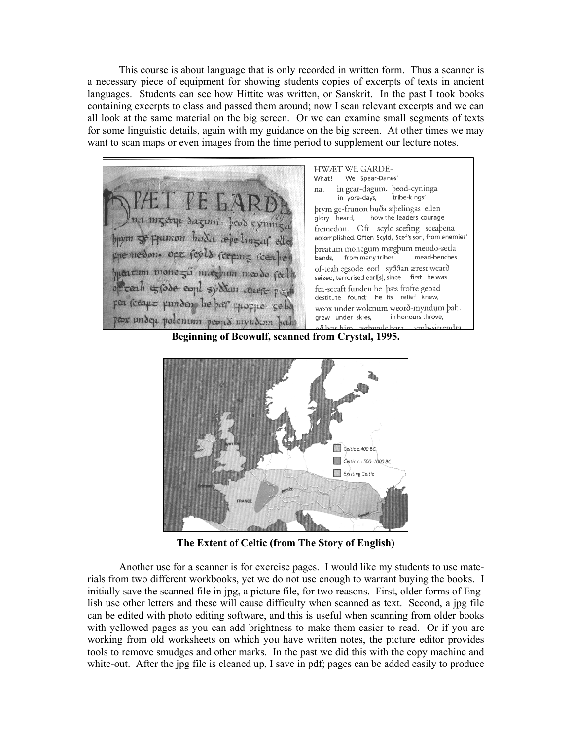This course is about language that is only recorded in written form. Thus a scanner is a necessary piece of equipment for showing students copies of excerpts of texts in ancient languages. Students can see how Hittite was written, or Sanskrit. In the past I took books containing excerpts to class and passed them around; now I scan relevant excerpts and we can all look at the same material on the big screen. Or we can examine small segments of texts for some linguistic details, again with my guidance on the big screen. At other times we may want to scan maps or even images from the time period to supplement our lecture notes.

**Beginning of Beowulf, scanned from Crystal, 1995.**

**The Extent of Celtic (from The Story of English)**

Another use for a scanner is for exercise pages. I would like my students to use materials from two different workbooks, yet we do not use enough to warrant buying the books. I initially save the scanned file in jpg, a picture file, for two reasons. First, older forms of English use other letters and these will cause difficulty when scanned as text. Second, a jpg file can be edited with photo editing software, and this is useful when scanning from older books with yellowed pages as you can add brightness to make them easier to read. Or if you are working from old worksheets on which you have written notes, the picture editor provides tools to remove smudges and other marks. In the past we did this with the copy machine and white-out. After the jpg file is cleaned up, I save in pdf; pages can be added easily to produce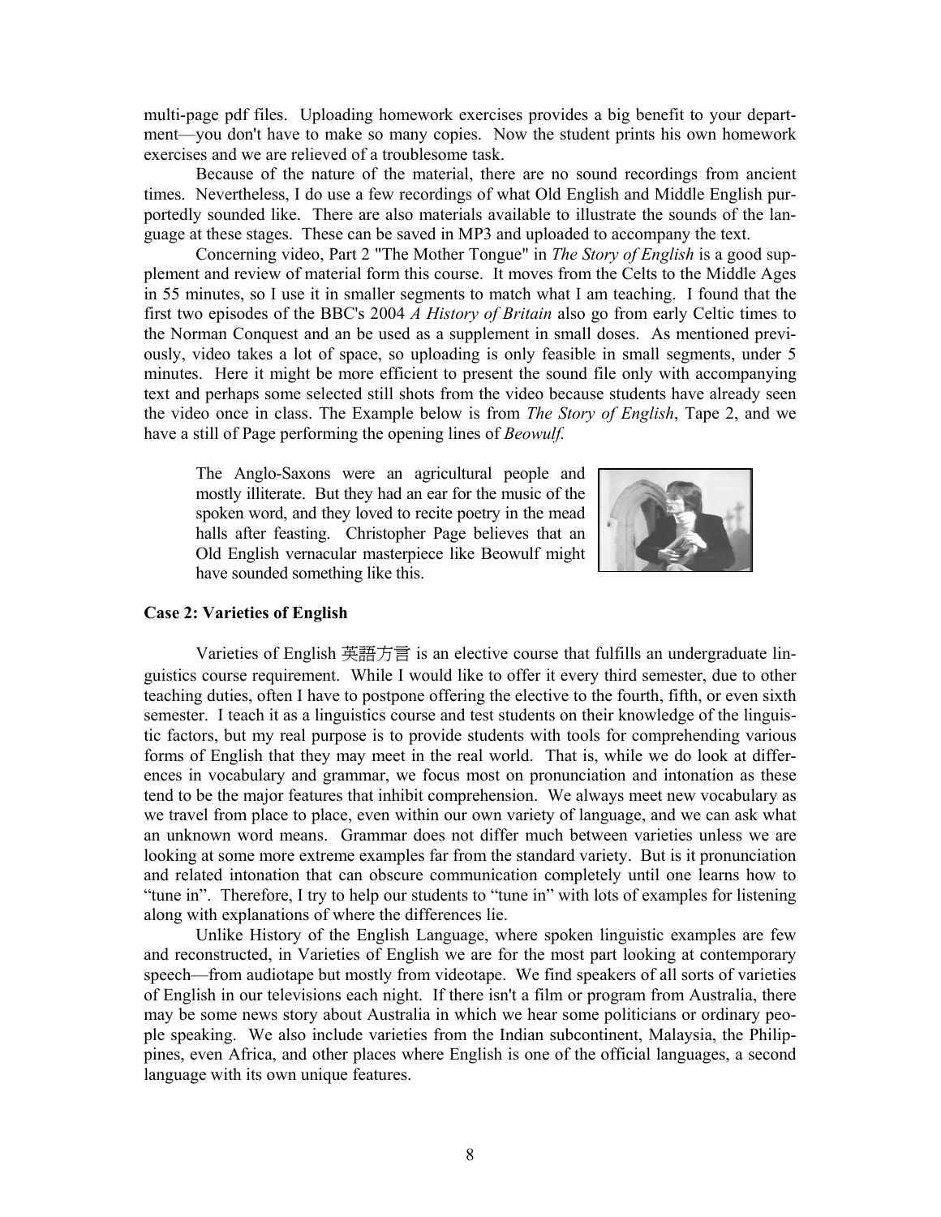multi-page pdf files. Uploading homework exercises provides a big benefit to your department—you don't have to make so many copies. Now the student prints his own homework exercises and we are relieved of a troublesome task.

Because of the nature of the material, there are no sound recordings from ancient times. Nevertheless, I do use a few recordings of what Old English and Middle English purportedly sounded like. There are also materials available to illustrate the sounds of the language at these stages. These can be saved in MP3 and uploaded to accompany the text.

Concerning video, Part 2 "The Mother Tongue" in *The Story of English* is a good supplement and review of material form this course. It moves from the Celts to the Middle Ages in 55 minutes, so I use it in smaller segments to match what I am teaching. I found that the first two episodes of the BBC's 2004 *A History of Britain* also go from early Celtic times to the Norman Conquest and an be used as a supplement in small doses. As mentioned previously, video takes a lot of space, so uploading is only feasible in small segments, under 5 minutes. Here it might be more efficient to present the sound file only with accompanying text and perhaps some selected still shots from the video because students have already seen the video once in class. The Example below is from *The Story of English*, Tape 2, and we have a still of Page performing the opening lines of *Beowulf.*

> The Anglo-Saxons were an agricultural people and mostly illiterate. But they had an ear for the music of the spoken word, and they loved to recite poetry in the mead halls after feasting. Christopher Page believes that an Old English vernacular masterpiece like Beowulf might have sounded something like this.

**Case 2: Varieties of English**

Varieties of English 英語方言 is an elective course that fulfills an undergraduate linguistics course requirement. While I would like to offer it every third semester, due to other teaching duties, often I have to postpone offering the elective to the fourth, fifth, or even sixth semester. I teach it as a linguistics course and test students on their knowledge of the linguistic factors, but my real purpose is to provide students with tools for comprehending various forms of English that they may meet in the real world. That is, while we do look at differences in vocabulary and grammar, we focus most on pronunciation and intonation as these tend to be the major features that inhibit comprehension. We always meet new vocabulary as we travel from place to place, even within our own variety of language, and we can ask what an unknown word means. Grammar does not differ much between varieties unless we are looking at some more extreme examples far from the standard variety. But is it pronunciation and related intonation that can obscure communication completely until one learns how to "tune in". Therefore, I try to help our students to "tune in" with lots of examples for listening along with explanations of where the differences lie.

Unlike History of the English Language, where spoken linguistic examples are few and reconstructed, in Varieties of English we are for the most part looking at contemporary speech—from audiotape but mostly from videotape. We find speakers of all sorts of varieties of English in our televisions each night. If there isn't a film or program from Australia, there may be some news story about Australia in which we hear some politicians or ordinary people speaking. We also include varieties from the Indian subcontinent, Malaysia, the Philippines, even Africa, and other places where English is one of the official languages, a second language with its own unique features.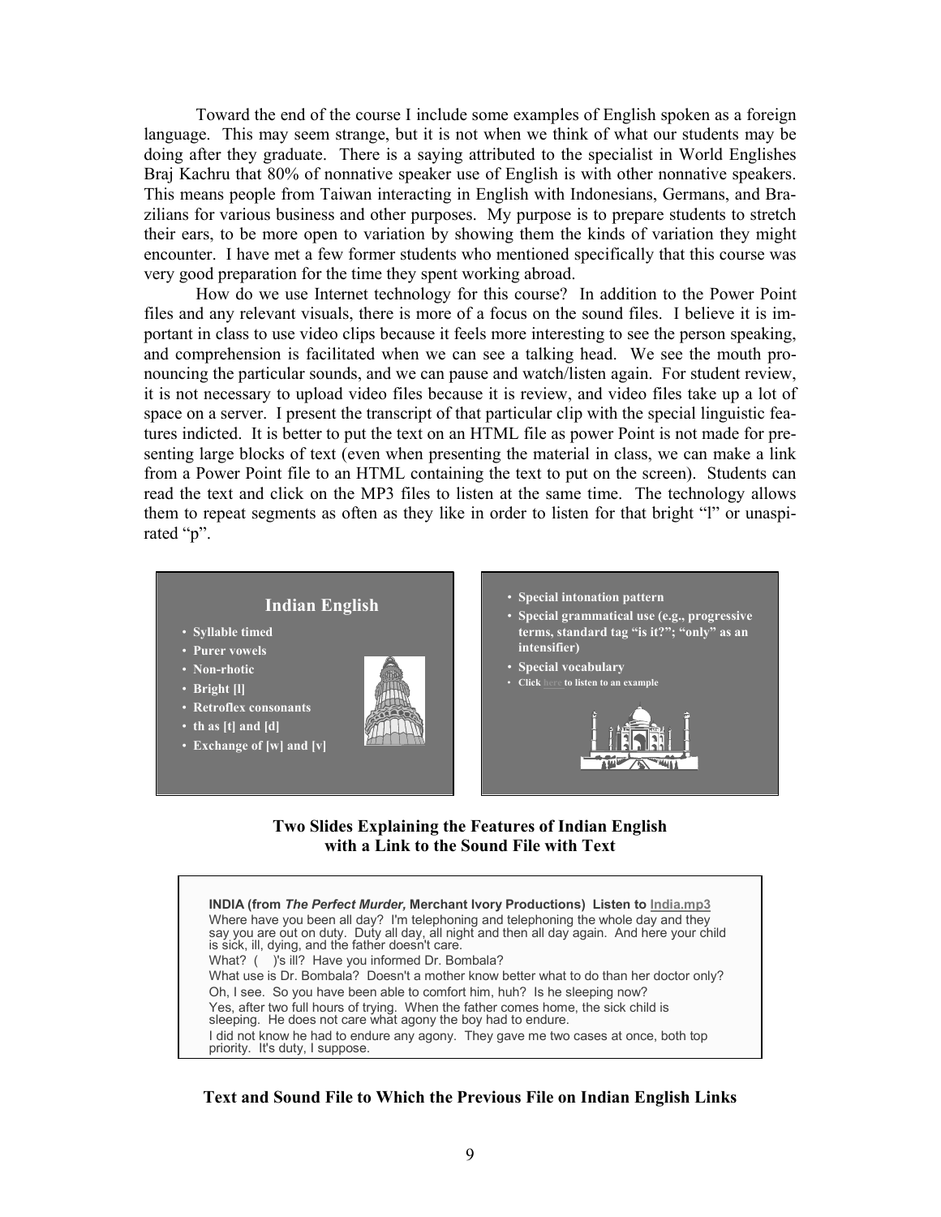Toward the end of the course I include some examples of English spoken as a foreign language. This may seem strange, but it is not when we think of what our students may be doing after they graduate. There is a saying attributed to the specialist in World Englishes Braj Kachru that 80% of nonnative speaker use of English is with other nonnative speakers. This means people from Taiwan interacting in English with Indonesians, Germans, and Brazilians for various business and other purposes. My purpose is to prepare students to stretch their ears, to be more open to variation by showing them the kinds of variation they might encounter. I have met a few former students who mentioned specifically that this course was very good preparation for the time they spent working abroad.

How do we use Internet technology for this course? In addition to the Power Point files and any relevant visuals, there is more of a focus on the sound files. I believe it is important in class to use video clips because it feels more interesting to see the person speaking, and comprehension is facilitated when we can see a talking head. We see the mouth pronouncing the particular sounds, and we can pause and watch/listen again. For student review, it is not necessary to upload video files because it is review, and video files take up a lot of space on a server. I present the transcript of that particular clip with the special linguistic features indicted. It is better to put the text on an HTML file as power Point is not made for presenting large blocks of text (even when presenting the material in class, we can make a link from a Power Point file to an HTML containing the text to put on the screen). Students can read the text and click on the MP3 files to listen at the same time. The technology allows them to repeat segments as often as they like in order to listen for that bright "l" or unaspirated "p".

**Indian English**

- Syllable timed
- Purer vowels
- Non-rhotic
- Bright [l]
- Retroflex consonants
- th as [t] and [d]
- Exchange of [w] and [v]

- Special intonation pattern
- Special grammatical use (e.g., progressive terms, standard tag "is it?"; "only" as an intensifier)
- Special vocabulary
- Click here to listen to an example

**Two Slides Explaining the Features of Indian English with a Link to the Sound File with Text**

**INDIA (from *The Perfect Murder,* Merchant Ivory Productions) Listen to India.mp3**

Where have you been all day? I'm telephoning and telephoning the whole day and they say you are out on duty. Duty all day, all night and then all day again. And here your child is sick, ill, dying, and the father doesn't care.

What? ( )'s ill? Have you informed Dr. Bombala?

What use is Dr. Bombala? Doesn't a mother know better what to do than her doctor only?

Oh, I see. So you have been able to comfort him, huh? Is he sleeping now?

Yes, after two full hours of trying. When the father comes home, the sick child is sleeping. He does not care what agony the boy had to endure.

I did not know he had to endure any agony. They gave me two cases at once, both top priority. It's duty, I suppose.

**Text and Sound File to Which the Previous File on Indian English Links**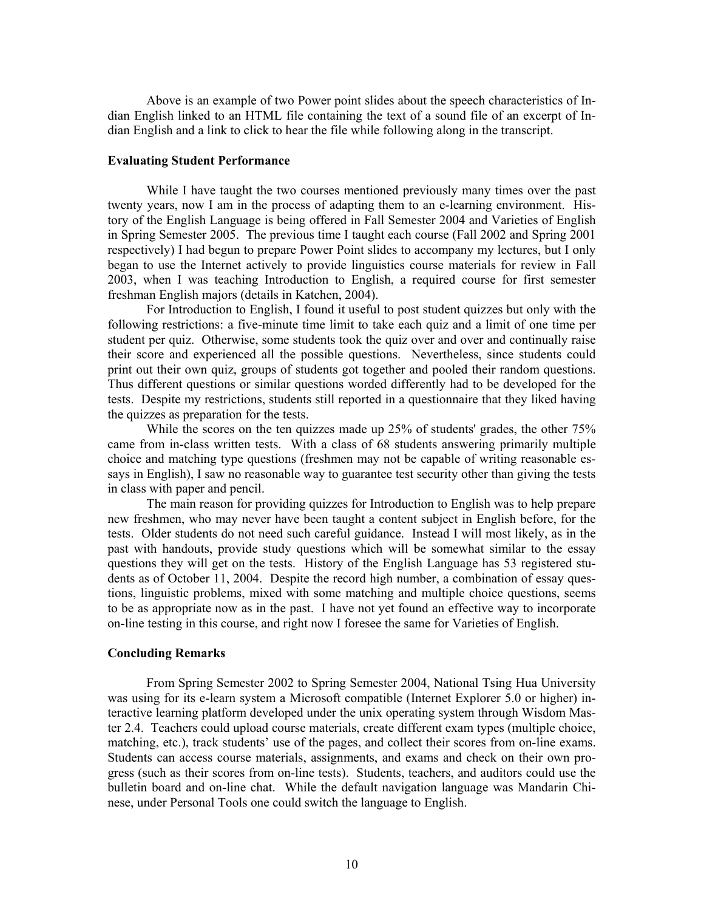Above is an example of two Power point slides about the speech characteristics of Indian English linked to an HTML file containing the text of a sound file of an excerpt of Indian English and a link to click to hear the file while following along in the transcript.

### Evaluating Student Performance

While I have taught the two courses mentioned previously many times over the past twenty years, now I am in the process of adapting them to an e-learning environment. History of the English Language is being offered in Fall Semester 2004 and Varieties of English in Spring Semester 2005. The previous time I taught each course (Fall 2002 and Spring 2001 respectively) I had begun to prepare Power Point slides to accompany my lectures, but I only began to use the Internet actively to provide linguistics course materials for review in Fall 2003, when I was teaching Introduction to English, a required course for first semester freshman English majors (details in Katchen, 2004).

For Introduction to English, I found it useful to post student quizzes but only with the following restrictions: a five-minute time limit to take each quiz and a limit of one time per student per quiz. Otherwise, some students took the quiz over and over and continually raise their score and experienced all the possible questions. Nevertheless, since students could print out their own quiz, groups of students got together and pooled their random questions. Thus different questions or similar questions worded differently had to be developed for the tests. Despite my restrictions, students still reported in a questionnaire that they liked having the quizzes as preparation for the tests.

While the scores on the ten quizzes made up 25% of students' grades, the other 75% came from in-class written tests. With a class of 68 students answering primarily multiple choice and matching type questions (freshmen may not be capable of writing reasonable essays in English), I saw no reasonable way to guarantee test security other than giving the tests in class with paper and pencil.

The main reason for providing quizzes for Introduction to English was to help prepare new freshmen, who may never have been taught a content subject in English before, for the tests. Older students do not need such careful guidance. Instead I will most likely, as in the past with handouts, provide study questions which will be somewhat similar to the essay questions they will get on the tests. History of the English Language has 53 registered students as of October 11, 2004. Despite the record high number, a combination of essay questions, linguistic problems, mixed with some matching and multiple choice questions, seems to be as appropriate now as in the past. I have not yet found an effective way to incorporate on-line testing in this course, and right now I foresee the same for Varieties of English.

### Concluding Remarks

From Spring Semester 2002 to Spring Semester 2004, National Tsing Hua University was using for its e-learn system a Microsoft compatible (Internet Explorer 5.0 or higher) interactive learning platform developed under the unix operating system through Wisdom Master 2.4. Teachers could upload course materials, create different exam types (multiple choice, matching, etc.), track students' use of the pages, and collect their scores from on-line exams. Students can access course materials, assignments, and exams and check on their own progress (such as their scores from on-line tests). Students, teachers, and auditors could use the bulletin board and on-line chat. While the default navigation language was Mandarin Chinese, under Personal Tools one could switch the language to English.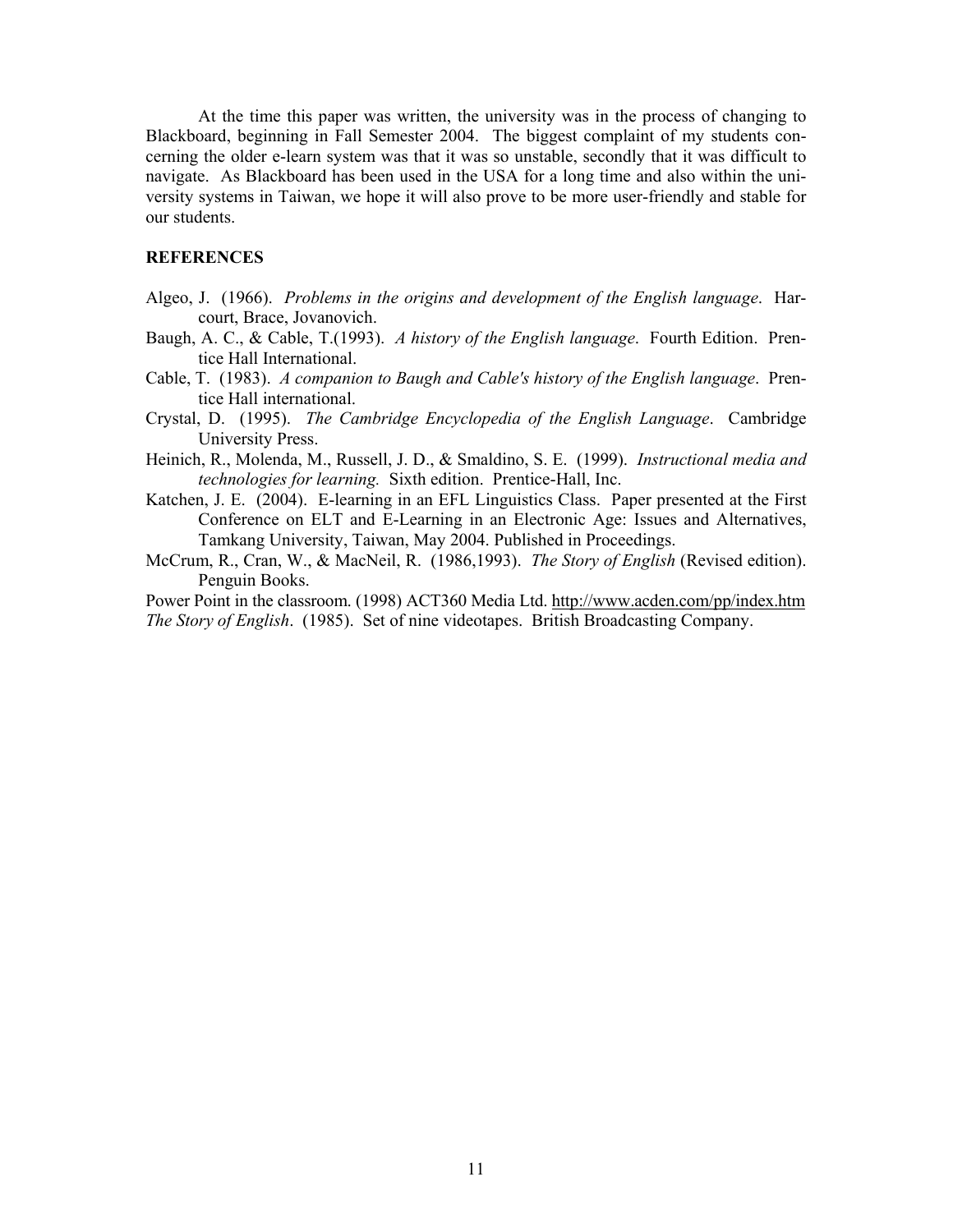At the time this paper was written, the university was in the process of changing to Blackboard, beginning in Fall Semester 2004. The biggest complaint of my students concerning the older e-learn system was that it was so unstable, secondly that it was difficult to navigate. As Blackboard has been used in the USA for a long time and also within the university systems in Taiwan, we hope it will also prove to be more user-friendly and stable for our students.

**REFERENCES**

Algeo, J. (1966). *Problems in the origins and development of the English language*. Harcourt, Brace, Jovanovich.

Baugh, A. C., & Cable, T.(1993). *A history of the English language*. Fourth Edition. Prentice Hall International.

Cable, T. (1983). *A companion to Baugh and Cable's history of the English language*. Prentice Hall international.

Crystal, D. (1995). *The Cambridge Encyclopedia of the English Language*. Cambridge University Press.

Heinich, R., Molenda, M., Russell, J. D., & Smaldino, S. E. (1999). *Instructional media and technologies for learning.* Sixth edition. Prentice-Hall, Inc.

Katchen, J. E. (2004). E-learning in an EFL Linguistics Class. Paper presented at the First Conference on ELT and E-Learning in an Electronic Age: Issues and Alternatives, Tamkang University, Taiwan, May 2004. Published in Proceedings.

McCrum, R., Cran, W., & MacNeil, R. (1986,1993). *The Story of English* (Revised edition). Penguin Books.

Power Point in the classroom. (1998) ACT360 Media Ltd. http://www.acden.com/pp/index.htm

*The Story of English*. (1985). Set of nine videotapes. British Broadcasting Company.